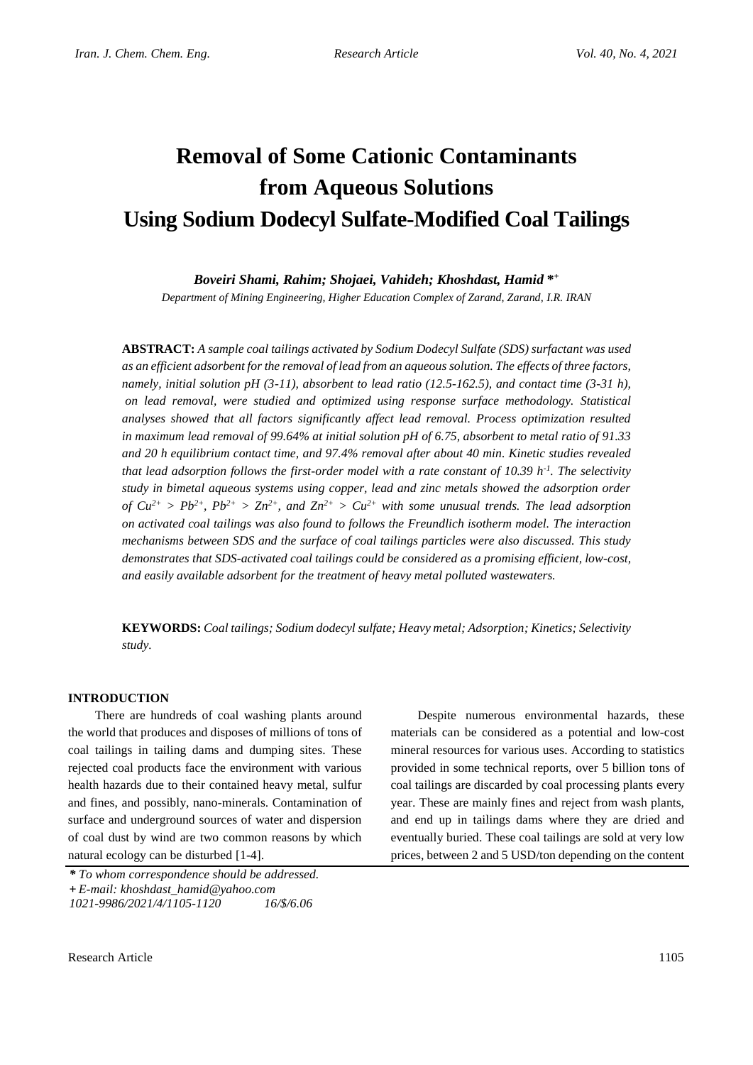# Removal of Some Cationic Contaminants from Aqueous Solutions Using Sodium Dodecyl Sulfate-Modified Coal Tailings

***Boveiri Shami, Rahim; Shojaei, Vahideh; Khoshdast, Hamid*\*+**

*Department of Mining Engineering, Higher Education Complex of Zarand, Zarand, I.R. IRAN*

**ABSTRACT:** *A sample coal tailings activated by Sodium Dodecyl Sulfate (SDS) surfactant was used as an efficient adsorbent for the removal of lead from an aqueous solution. The effects of three factors, namely, initial solution pH (3-11), absorbent to lead ratio (12.5-162.5), and contact time (3-31 h), on lead removal, were studied and optimized using response surface methodology. Statistical analyses showed that all factors significantly affect lead removal. Process optimization resulted in maximum lead removal of 99.64% at initial solution pH of 6.75, absorbent to metal ratio of 91.33 and 20 h equilibrium contact time, and 97.4% removal after about 40 min. Kinetic studies revealed that lead adsorption follows the first-order model with a rate constant of 10.39 $h^{-1}$. The selectivity study in bimetal aqueous systems using copper, lead and zinc metals showed the adsorption order of $Cu^{2+} > Pb^{2+}$, $Pb^{2+} > Zn^{2+}$, and $Zn^{2+} > Cu^{2+}$ with some unusual trends. The lead adsorption on activated coal tailings was also found to follows the Freundlich isotherm model. The interaction mechanisms between SDS and the surface of coal tailings particles were also discussed. This study demonstrates that SDS-activated coal tailings could be considered as a promising efficient, low-cost, and easily available adsorbent for the treatment of heavy metal polluted wastewaters.*

**KEYWORDS:** *Coal tailings; Sodium dodecyl sulfate; Heavy metal; Adsorption; Kinetics; Selectivity study.*

## INTRODUCTION

There are hundreds of coal washing plants around the world that produces and disposes of millions of tons of coal tailings in tailing dams and dumping sites. These rejected coal products face the environment with various health hazards due to their contained heavy metal, sulfur and fines, and possibly, nano-minerals. Contamination of surface and underground sources of water and dispersion of coal dust by wind are two common reasons by which natural ecology can be disturbed [1-4].

Despite numerous environmental hazards, these materials can be considered as a potential and low-cost mineral resources for various uses. According to statistics provided in some technical reports, over 5 billion tons of coal tailings are discarded by coal processing plants every year. These are mainly fines and reject from wash plants, and end up in tailings dams where they are dried and eventually buried. These coal tailings are sold at very low prices, between 2 and 5 USD/ton depending on the content

*\* To whom correspondence should be addressed.*
*+ E-mail: khoshdast_hamid@yahoo.com*
*1021-9986/2021/4/1105-1120 16/$/6.06*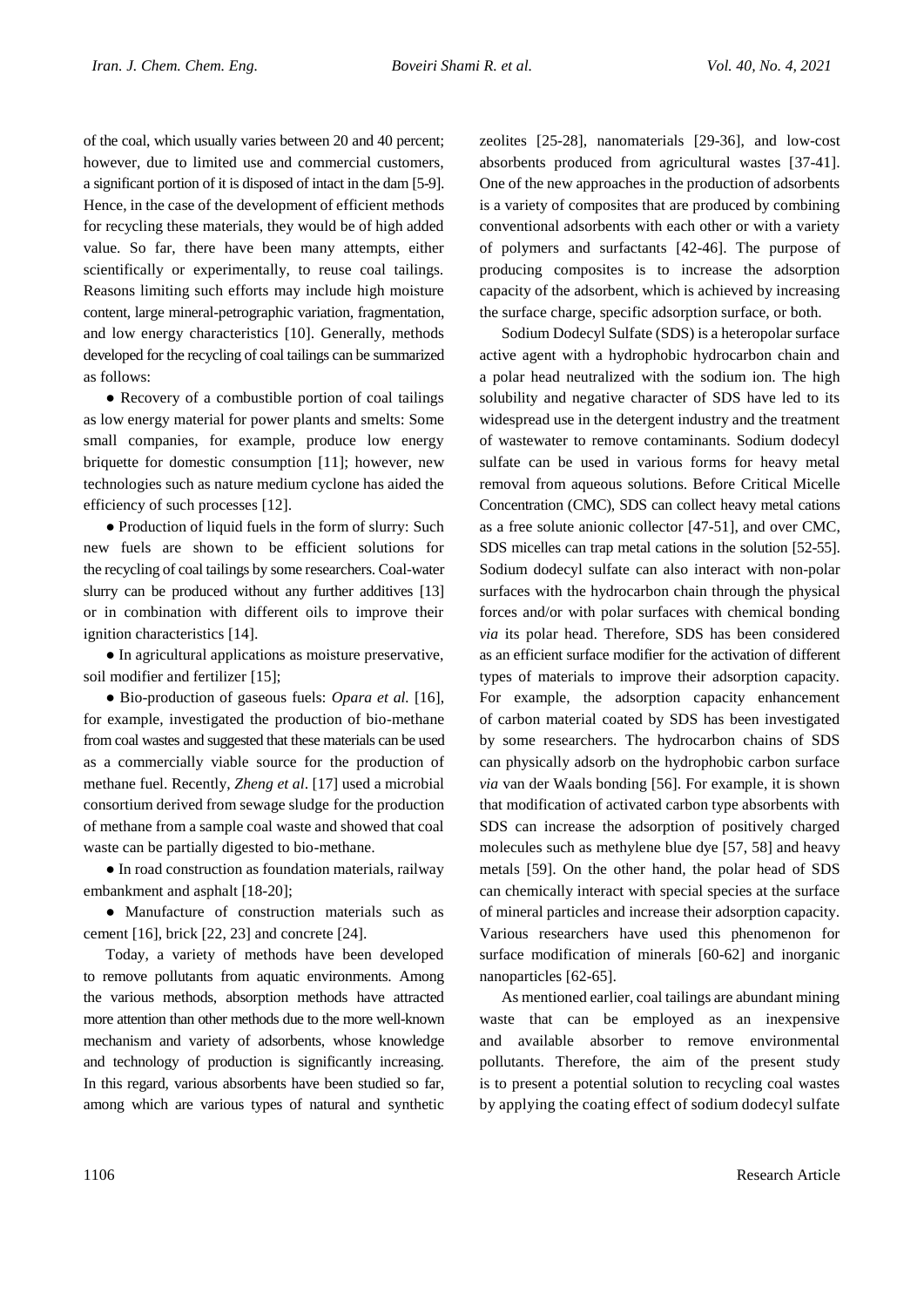of the coal, which usually varies between 20 and 40 percent; however, due to limited use and commercial customers, a significant portion of it is disposed of intact in the dam [5-9]. Hence, in the case of the development of efficient methods for recycling these materials, they would be of high added value. So far, there have been many attempts, either scientifically or experimentally, to reuse coal tailings. Reasons limiting such efforts may include high moisture content, large mineral-petrographic variation, fragmentation, and low energy characteristics [10]. Generally, methods developed for the recycling of coal tailings can be summarized as follows:

● Recovery of a combustible portion of coal tailings as low energy material for power plants and smelts: Some small companies, for example, produce low energy briquette for domestic consumption [11]; however, new technologies such as nature medium cyclone has aided the efficiency of such processes [12].

● Production of liquid fuels in the form of slurry: Such new fuels are shown to be efficient solutions for the recycling of coal tailings by some researchers. Coal-water slurry can be produced without any further additives [13] or in combination with different oils to improve their ignition characteristics [14].

● In agricultural applications as moisture preservative, soil modifier and fertilizer [15];

● Bio-production of gaseous fuels: *Opara et al.* [16], for example, investigated the production of bio-methane from coal wastes and suggested that these materials can be used as a commercially viable source for the production of methane fuel. Recently, *Zheng et al*. [17] used a microbial consortium derived from sewage sludge for the production of methane from a sample coal waste and showed that coal waste can be partially digested to bio-methane.

● In road construction as foundation materials, railway embankment and asphalt [18-20];

● Manufacture of construction materials such as cement [16], brick [22, 23] and concrete [24].

Today, a variety of methods have been developed to remove pollutants from aquatic environments. Among the various methods, absorption methods have attracted more attention than other methods due to the more well-known mechanism and variety of adsorbents, whose knowledge and technology of production is significantly increasing. In this regard, various absorbents have been studied so far, among which are various types of natural and synthetic zeolites [25-28], nanomaterials [29-36], and low-cost absorbents produced from agricultural wastes [37-41]. One of the new approaches in the production of adsorbents is a variety of composites that are produced by combining conventional adsorbents with each other or with a variety of polymers and surfactants [42-46]. The purpose of producing composites is to increase the adsorption capacity of the adsorbent, which is achieved by increasing the surface charge, specific adsorption surface, or both.

Sodium Dodecyl Sulfate (SDS) is a heteropolar surface active agent with a hydrophobic hydrocarbon chain and a polar head neutralized with the sodium ion. The high solubility and negative character of SDS have led to its widespread use in the detergent industry and the treatment of wastewater to remove contaminants. Sodium dodecyl sulfate can be used in various forms for heavy metal removal from aqueous solutions. Before Critical Micelle Concentration (CMC), SDS can collect heavy metal cations as a free solute anionic collector [47-51], and over CMC, SDS micelles can trap metal cations in the solution [52-55]. Sodium dodecyl sulfate can also interact with non-polar surfaces with the hydrocarbon chain through the physical forces and/or with polar surfaces with chemical bonding *via* its polar head. Therefore, SDS has been considered as an efficient surface modifier for the activation of different types of materials to improve their adsorption capacity. For example, the adsorption capacity enhancement of carbon material coated by SDS has been investigated by some researchers. The hydrocarbon chains of SDS can physically adsorb on the hydrophobic carbon surface *via* van der Waals bonding [56]. For example, it is shown that modification of activated carbon type absorbents with SDS can increase the adsorption of positively charged molecules such as methylene blue dye [57, 58] and heavy metals [59]. On the other hand, the polar head of SDS can chemically interact with special species at the surface of mineral particles and increase their adsorption capacity. Various researchers have used this phenomenon for surface modification of minerals [60-62] and inorganic nanoparticles [62-65].

As mentioned earlier, coal tailings are abundant mining waste that can be employed as an inexpensive and available absorber to remove environmental pollutants. Therefore, the aim of the present study is to present a potential solution to recycling coal wastes by applying the coating effect of sodium dodecyl sulfate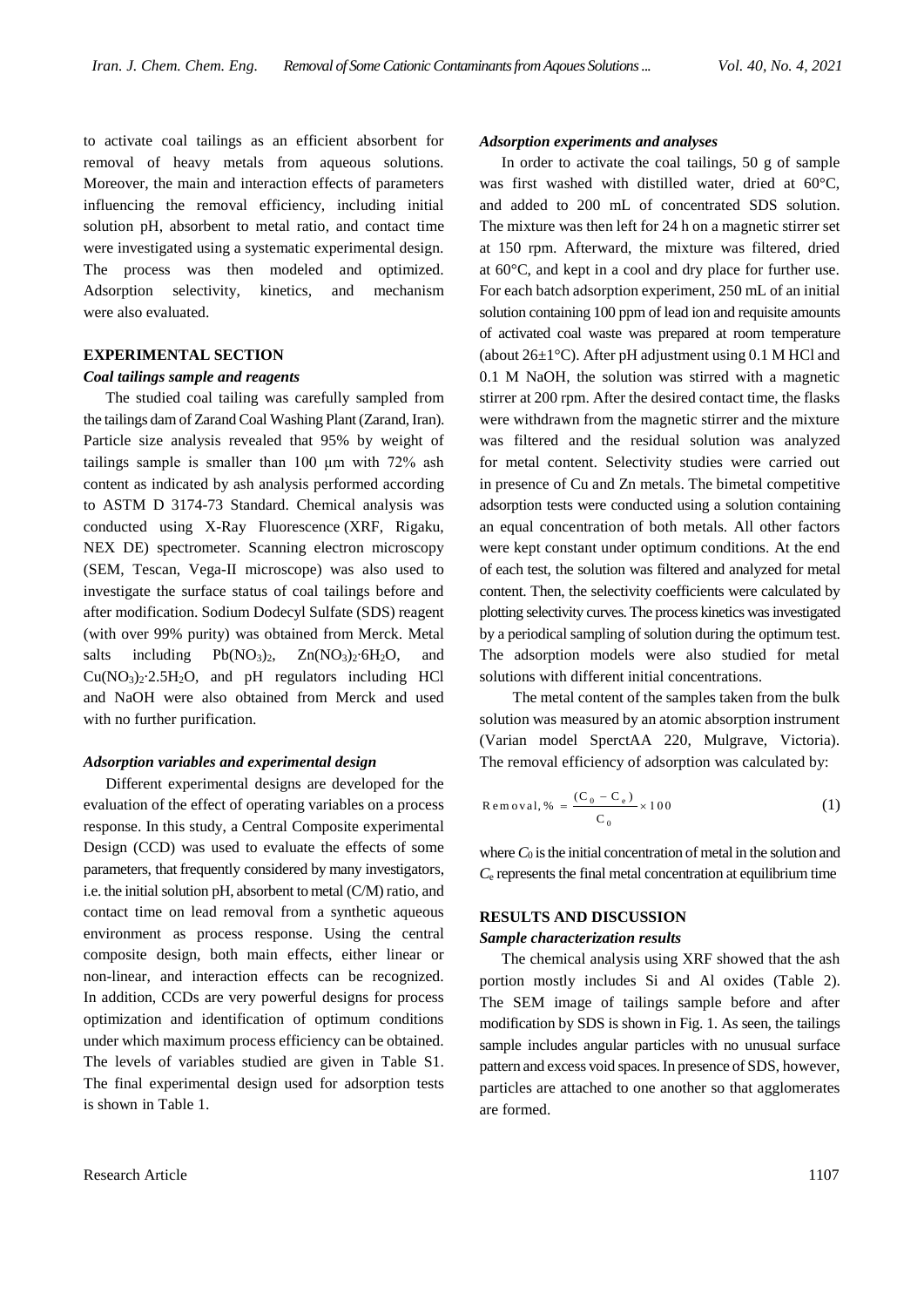to activate coal tailings as an efficient absorbent for removal of heavy metals from aqueous solutions. Moreover, the main and interaction effects of parameters influencing the removal efficiency, including initial solution pH, absorbent to metal ratio, and contact time were investigated using a systematic experimental design. The process was then modeled and optimized. Adsorption selectivity, kinetics, and mechanism were also evaluated.

## EXPERIMENTAL SECTION

### *Coal tailings sample and reagents*

The studied coal tailing was carefully sampled from the tailings dam of Zarand Coal Washing Plant (Zarand, Iran). Particle size analysis revealed that 95% by weight of tailings sample is smaller than 100 μm with 72% ash content as indicated by ash analysis performed according to ASTM D 3174-73 Standard. Chemical analysis was conducted using X-Ray Fluorescence (XRF, Rigaku, NEX DE) spectrometer. Scanning electron microscopy (SEM, Tescan, Vega-II microscope) was also used to investigate the surface status of coal tailings before and after modification. Sodium Dodecyl Sulfate (SDS) reagent (with over 99% purity) was obtained from Merck. Metal salts including $Pb(NO_3)_2$, $Zn(NO_3)_2{\cdot}6H_2O$, and $Cu(NO_3)_2{\cdot}2.5H_2O$, and pH regulators including HCl and NaOH were also obtained from Merck and used with no further purification.

### *Adsorption variables and experimental design*

Different experimental designs are developed for the evaluation of the effect of operating variables on a process response. In this study, a Central Composite experimental Design (CCD) was used to evaluate the effects of some parameters, that frequently considered by many investigators, i.e. the initial solution pH, absorbent to metal (C/M) ratio, and contact time on lead removal from a synthetic aqueous environment as process response. Using the central composite design, both main effects, either linear or non-linear, and interaction effects can be recognized. In addition, CCDs are very powerful designs for process optimization and identification of optimum conditions under which maximum process efficiency can be obtained. The levels of variables studied are given in Table S1. The final experimental design used for adsorption tests is shown in Table 1.

### *Adsorption experiments and analyses*

In order to activate the coal tailings, 50 g of sample was first washed with distilled water, dried at 60°C, and added to 200 mL of concentrated SDS solution. The mixture was then left for 24 h on a magnetic stirrer set at 150 rpm. Afterward, the mixture was filtered, dried at 60°C, and kept in a cool and dry place for further use. For each batch adsorption experiment, 250 mL of an initial solution containing 100 ppm of lead ion and requisite amounts of activated coal waste was prepared at room temperature (about 26±1°C). After pH adjustment using 0.1 M HCl and 0.1 M NaOH, the solution was stirred with a magnetic stirrer at 200 rpm. After the desired contact time, the flasks were withdrawn from the magnetic stirrer and the mixture was filtered and the residual solution was analyzed for metal content. Selectivity studies were carried out in presence of Cu and Zn metals. The bimetal competitive adsorption tests were conducted using a solution containing an equal concentration of both metals. All other factors were kept constant under optimum conditions. At the end of each test, the solution was filtered and analyzed for metal content. Then, the selectivity coefficients were calculated by plotting selectivity curves. The process kinetics was investigated by a periodical sampling of solution during the optimum test. The adsorption models were also studied for metal solutions with different initial concentrations.

The metal content of the samples taken from the bulk solution was measured by an atomic absorption instrument (Varian model SperctAA 220, Mulgrave, Victoria). The removal efficiency of adsorption was calculated by:

$$\text{Removal, \%} = \frac{(C_0 - C_e)}{C_0} \times 100 \qquad (1)$$

where $C_0$ is the initial concentration of metal in the solution and $C_e$ represents the final metal concentration at equilibrium time

## RESULTS AND DISCUSSION

### *Sample characterization results*

The chemical analysis using XRF showed that the ash portion mostly includes Si and Al oxides (Table 2). The SEM image of tailings sample before and after modification by SDS is shown in Fig. 1. As seen, the tailings sample includes angular particles with no unusual surface pattern and excess void spaces. In presence of SDS, however, particles are attached to one another so that agglomerates are formed.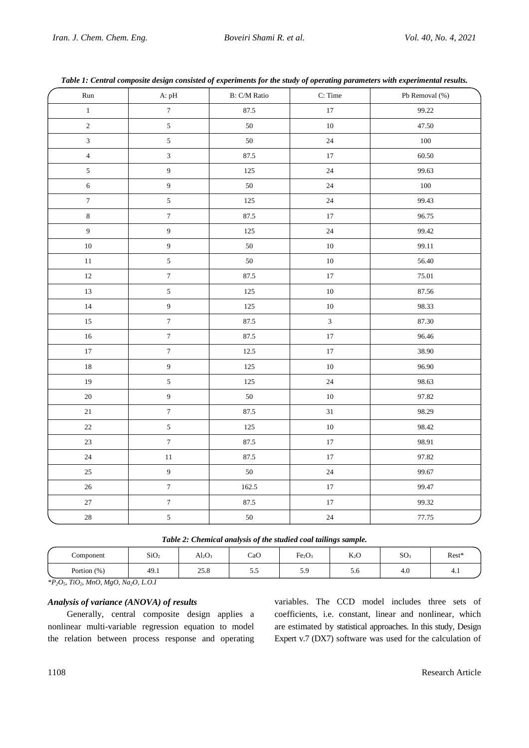*Table 1: Central composite design consisted of experiments for the study of operating parameters with experimental results.*

| Run | A: pH | B: C/M Ratio | C: Time | Pb Removal (%) |
|---|---|---|---|---|
| 1 | 7 | 87.5 | 17 | 99.22 |
| 2 | 5 | 50 | 10 | 47.50 |
| 3 | 5 | 50 | 24 | 100 |
| 4 | 3 | 87.5 | 17 | 60.50 |
| 5 | 9 | 125 | 24 | 99.63 |
| 6 | 9 | 50 | 24 | 100 |
| 7 | 5 | 125 | 24 | 99.43 |
| 8 | 7 | 87.5 | 17 | 96.75 |
| 9 | 9 | 125 | 24 | 99.42 |
| 10 | 9 | 50 | 10 | 99.11 |
| 11 | 5 | 50 | 10 | 56.40 |
| 12 | 7 | 87.5 | 17 | 75.01 |
| 13 | 5 | 125 | 10 | 87.56 |
| 14 | 9 | 125 | 10 | 98.33 |
| 15 | 7 | 87.5 | 3 | 87.30 |
| 16 | 7 | 87.5 | 17 | 96.46 |
| 17 | 7 | 12.5 | 17 | 38.90 |
| 18 | 9 | 125 | 10 | 96.90 |
| 19 | 5 | 125 | 24 | 98.63 |
| 20 | 9 | 50 | 10 | 97.82 |
| 21 | 7 | 87.5 | 31 | 98.29 |
| 22 | 5 | 125 | 10 | 98.42 |
| 23 | 7 | 87.5 | 17 | 98.91 |
| 24 | 11 | 87.5 | 17 | 97.82 |
| 25 | 9 | 50 | 24 | 99.67 |
| 26 | 7 | 162.5 | 17 | 99.47 |
| 27 | 7 | 87.5 | 17 | 99.32 |
| 28 | 5 | 50 | 24 | 77.75 |

*Table 2: Chemical analysis of the studied coal tailings sample.*

| Component | $SiO_2$ | $Al_2O_3$ | CaO | $Fe_2O_3$ | $K_2O$ | $SO_3$ | Rest* |
|---|---|---|---|---|---|---|---|
| Portion (%) | 49.1 | 25.8 | 5.5 | 5.9 | 5.6 | 4.0 | 4.1 |

*$P_2O_5$, $TiO_2$, MnO, MgO, $Na_2O$, L.O.I

### Analysis of variance (ANOVA) of results

Generally, central composite design applies a nonlinear multi-variable regression equation to model the relation between process response and operating variables. The CCD model includes three sets of coefficients, i.e. constant, linear and nonlinear, which are estimated by statistical approaches. In this study, Design Expert v.7 (DX7) software was used for the calculation of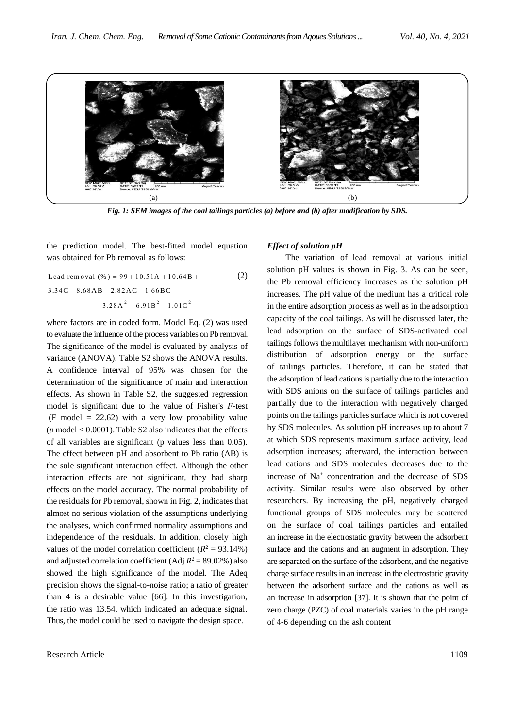Fig. 1: SEM images of the coal tailings particles (a) before and (b) after modification by SDS.

the prediction model. The best-fitted model equation was obtained for Pb removal as follows:

$$\text{Lead removal (\%)} = 99 + 10.51A + 10.64B + 3.34C - 8.68AB - 2.82AC - 1.66BC - 3.28A^2 - 6.91B^2 - 1.01C^2 \tag{2}$$

where factors are in coded form. Model Eq. (2) was used to evaluate the influence of the process variables on Pb removal. The significance of the model is evaluated by analysis of variance (ANOVA). Table S2 shows the ANOVA results. A confidence interval of 95% was chosen for the determination of the significance of main and interaction effects. As shown in Table S2, the suggested regression model is significant due to the value of Fisher's *F*-test (F model = 22.62) with a very low probability value ($p$ model < 0.0001). Table S2 also indicates that the effects of all variables are significant (p values less than 0.05). The effect between pH and absorbent to Pb ratio (AB) is the sole significant interaction effect. Although the other interaction effects are not significant, they had sharp effects on the model accuracy. The normal probability of the residuals for Pb removal, shown in Fig. 2, indicates that almost no serious violation of the assumptions underlying the analyses, which confirmed normality assumptions and independence of the residuals. In addition, closely high values of the model correlation coefficient ($R^2$ = 93.14%) and adjusted correlation coefficient (Adj $R^2$ = 89.02%) also showed the high significance of the model. The Adeq precision shows the signal-to-noise ratio; a ratio of greater than 4 is a desirable value [66]. In this investigation, the ratio was 13.54, which indicated an adequate signal. Thus, the model could be used to navigate the design space.

***Effect of solution pH***

The variation of lead removal at various initial solution pH values is shown in Fig. 3. As can be seen, the Pb removal efficiency increases as the solution pH increases. The pH value of the medium has a critical role in the entire adsorption process as well as in the adsorption capacity of the coal tailings. As will be discussed later, the lead adsorption on the surface of SDS-activated coal tailings follows the multilayer mechanism with non-uniform distribution of adsorption energy on the surface of tailings particles. Therefore, it can be stated that the adsorption of lead cations is partially due to the interaction with SDS anions on the surface of tailings particles and partially due to the interaction with negatively charged points on the tailings particles surface which is not covered by SDS molecules. As solution pH increases up to about 7 at which SDS represents maximum surface activity, lead adsorption increases; afterward, the interaction between lead cations and SDS molecules decreases due to the increase of $Na^+$ concentration and the decrease of SDS activity. Similar results were also observed by other researchers. By increasing the pH, negatively charged functional groups of SDS molecules may be scattered on the surface of coal tailings particles and entailed an increase in the electrostatic gravity between the adsorbent surface and the cations and an augment in adsorption. They are separated on the surface of the adsorbent, and the negative charge surface results in an increase in the electrostatic gravity between the adsorbent surface and the cations as well as an increase in adsorption [37]. It is shown that the point of zero charge (PZC) of coal materials varies in the pH range of 4-6 depending on the ash content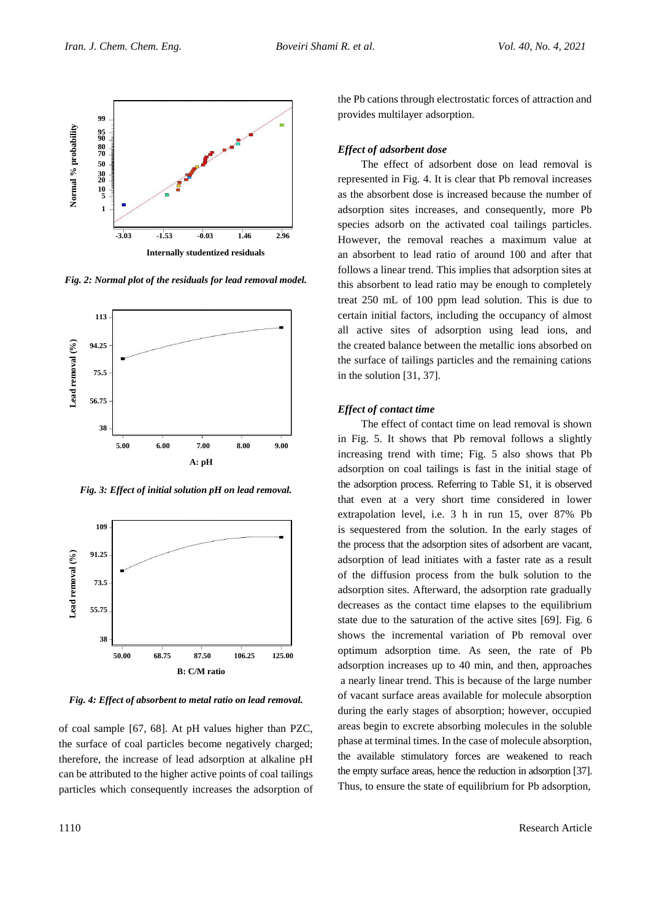*Fig. 2: Normal plot of the residuals for lead removal model.*

*Fig. 3: Effect of initial solution pH on lead removal.*

*Fig. 4: Effect of absorbent to metal ratio on lead removal.*

of coal sample [67, 68]. At pH values higher than PZC, the surface of coal particles become negatively charged; therefore, the increase of lead adsorption at alkaline pH can be attributed to the higher active points of coal tailings particles which consequently increases the adsorption of the Pb cations through electrostatic forces of attraction and provides multilayer adsorption.

### *Effect of adsorbent dose*

The effect of adsorbent dose on lead removal is represented in Fig. 4. It is clear that Pb removal increases as the absorbent dose is increased because the number of adsorption sites increases, and consequently, more Pb species adsorb on the activated coal tailings particles. However, the removal reaches a maximum value at an absorbent to lead ratio of around 100 and after that follows a linear trend. This implies that adsorption sites at this absorbent to lead ratio may be enough to completely treat 250 mL of 100 ppm lead solution. This is due to certain initial factors, including the occupancy of almost all active sites of adsorption using lead ions, and the created balance between the metallic ions absorbed on the surface of tailings particles and the remaining cations in the solution [31, 37].

### *Effect of contact time*

The effect of contact time on lead removal is shown in Fig. 5. It shows that Pb removal follows a slightly increasing trend with time; Fig. 5 also shows that Pb adsorption on coal tailings is fast in the initial stage of the adsorption process. Referring to Table S1, it is observed that even at a very short time considered in lower extrapolation level, i.e. 3 h in run 15, over 87% Pb is sequestered from the solution. In the early stages of the process that the adsorption sites of adsorbent are vacant, adsorption of lead initiates with a faster rate as a result of the diffusion process from the bulk solution to the adsorption sites. Afterward, the adsorption rate gradually decreases as the contact time elapses to the equilibrium state due to the saturation of the active sites [69]. Fig. 6 shows the incremental variation of Pb removal over optimum adsorption time. As seen, the rate of Pb adsorption increases up to 40 min, and then, approaches a nearly linear trend. This is because of the large number of vacant surface areas available for molecule absorption during the early stages of absorption; however, occupied areas begin to excrete absorbing molecules in the soluble phase at terminal times. In the case of molecule absorption, the available stimulatory forces are weakened to reach the empty surface areas, hence the reduction in adsorption [37]. Thus, to ensure the state of equilibrium for Pb adsorption,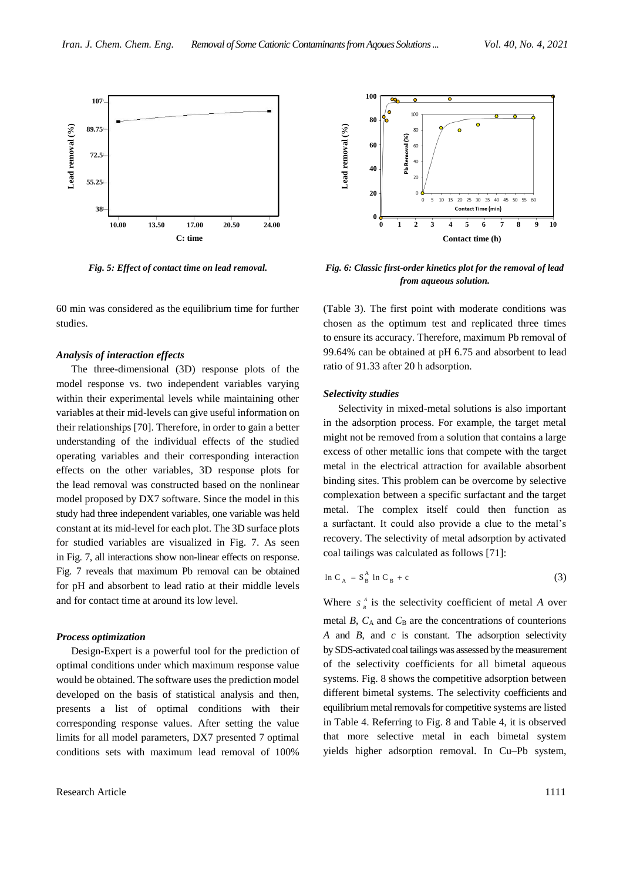*Fig. 5: Effect of contact time on lead removal.*

*Fig. 6: Classic first-order kinetics plot for the removal of lead from aqueous solution.*

60 min was considered as the equilibrium time for further studies.

### *Analysis of interaction effects*

The three-dimensional (3D) response plots of the model response vs. two independent variables varying within their experimental levels while maintaining other variables at their mid-levels can give useful information on their relationships [70]. Therefore, in order to gain a better understanding of the individual effects of the studied operating variables and their corresponding interaction effects on the other variables, 3D response plots for the lead removal was constructed based on the nonlinear model proposed by DX7 software. Since the model in this study had three independent variables, one variable was held constant at its mid-level for each plot. The 3D surface plots for studied variables are visualized in Fig. 7. As seen in Fig. 7, all interactions show non-linear effects on response. Fig. 7 reveals that maximum Pb removal can be obtained for pH and absorbent to lead ratio at their middle levels and for contact time at around its low level.

### *Process optimization*

Design-Expert is a powerful tool for the prediction of optimal conditions under which maximum response value would be obtained. The software uses the prediction model developed on the basis of statistical analysis and then, presents a list of optimal conditions with their corresponding response values. After setting the value limits for all model parameters, DX7 presented 7 optimal conditions sets with maximum lead removal of 100% (Table 3). The first point with moderate conditions was chosen as the optimum test and replicated three times to ensure its accuracy. Therefore, maximum Pb removal of 99.64% can be obtained at pH 6.75 and absorbent to lead ratio of 91.33 after 20 h adsorption.

### *Selectivity studies*

Selectivity in mixed-metal solutions is also important in the adsorption process. For example, the target metal might not be removed from a solution that contains a large excess of other metallic ions that compete with the target metal in the electrical attraction for available absorbent binding sites. This problem can be overcome by selective complexation between a specific surfactant and the target metal. The complex itself could then function as a surfactant. It could also provide a clue to the metal's recovery. The selectivity of metal adsorption by activated coal tailings was calculated as follows [71]:

$$\ln C_A = S_B^A \ln C_B + c \tag{3}$$

Where $S_B^A$ is the selectivity coefficient of metal *A* over metal *B*, $C_A$ and $C_B$ are the concentrations of counterions *A* and *B*, and *c* is constant. The adsorption selectivity by SDS-activated coal tailings was assessed by the measurement of the selectivity coefficients for all bimetal aqueous systems. Fig. 8 shows the competitive adsorption between different bimetal systems. The selectivity coefficients and equilibrium metal removals for competitive systems are listed in Table 4. Referring to Fig. 8 and Table 4, it is observed that more selective metal in each bimetal system yields higher adsorption removal. In Cu–Pb system,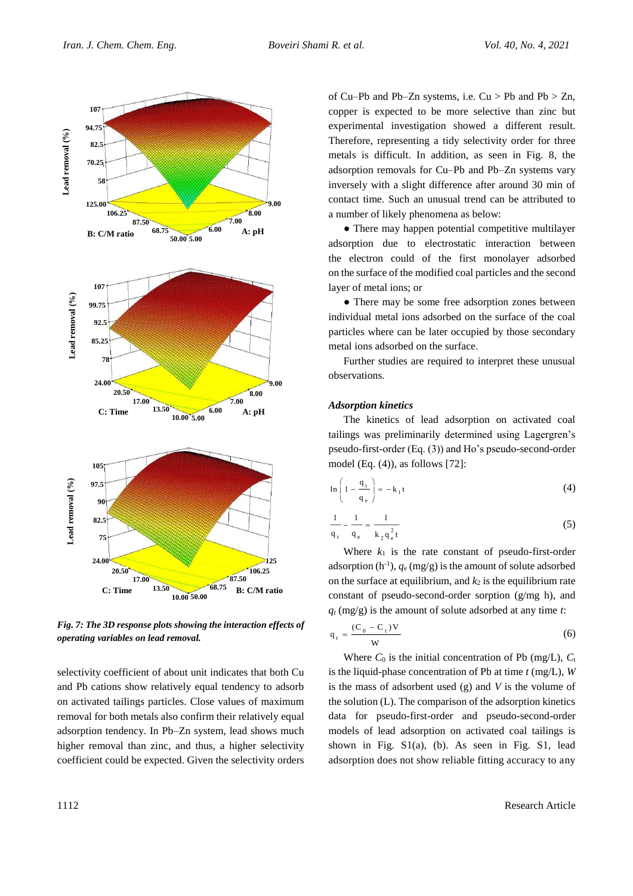*Fig. 7: The 3D response plots showing the interaction effects of operating variables on lead removal.*

selectivity coefficient of about unit indicates that both Cu and Pb cations show relatively equal tendency to adsorb on activated tailings particles. Close values of maximum removal for both metals also confirm their relatively equal adsorption tendency. In Pb–Zn system, lead shows much higher removal than zinc, and thus, a higher selectivity coefficient could be expected. Given the selectivity orders of Cu–Pb and Pb–Zn systems, i.e. Cu > Pb and Pb > Zn, copper is expected to be more selective than zinc but experimental investigation showed a different result. Therefore, representing a tidy selectivity order for three metals is difficult. In addition, as seen in Fig. 8, the adsorption removals for Cu–Pb and Pb–Zn systems vary inversely with a slight difference after around 30 min of contact time. Such an unusual trend can be attributed to a number of likely phenomena as below:

- There may happen potential competitive multilayer adsorption due to electrostatic interaction between the electron could of the first monolayer adsorbed on the surface of the modified coal particles and the second layer of metal ions; or
- There may be some free adsorption zones between individual metal ions adsorbed on the surface of the coal particles where can be later occupied by those secondary metal ions adsorbed on the surface.

Further studies are required to interpret these unusual observations.

### *Adsorption kinetics*

The kinetics of lead adsorption on activated coal tailings was preliminarily determined using Lagergren's pseudo-first-order (Eq. (3)) and Ho's pseudo-second-order model (Eq. (4)), as follows [72]:

$$\ln\left(1-\frac{q_t}{q_e}\right)=-k_1 t \tag{4}$$

$$\frac{1}{q_t}-\frac{1}{q_e}=\frac{1}{k_2 q_e^2 t} \tag{5}$$

Where $k_1$ is the rate constant of pseudo-first-order adsorption ($h^{-1}$), $q_e$ (mg/g) is the amount of solute adsorbed on the surface at equilibrium, and $k_2$ is the equilibrium rate constant of pseudo-second-order sorption (g/mg h), and $q_t$ (mg/g) is the amount of solute adsorbed at any time $t$:

$$q_t=\frac{(C_0-C_t)V}{W} \tag{6}$$

Where $C_0$ is the initial concentration of Pb (mg/L), $C_t$ is the liquid-phase concentration of Pb at time $t$ (mg/L), $W$ is the mass of adsorbent used (g) and $V$ is the volume of the solution (L). The comparison of the adsorption kinetics data for pseudo-first-order and pseudo-second-order models of lead adsorption on activated coal tailings is shown in Fig. S1(a), (b). As seen in Fig. S1, lead adsorption does not show reliable fitting accuracy to any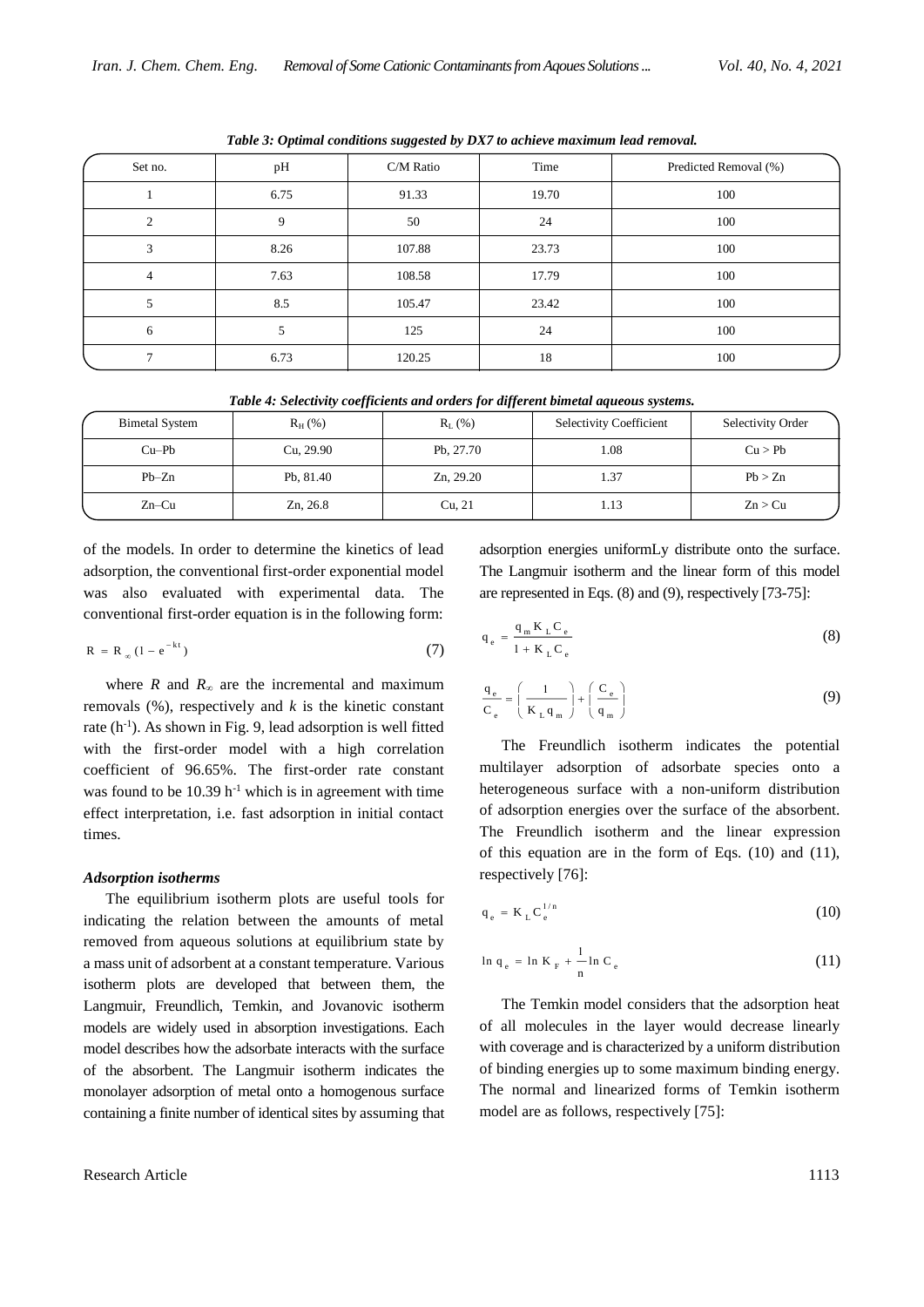*Table 3: Optimal conditions suggested by DX7 to achieve maximum lead removal.*

| Set no. | pH | C/M Ratio | Time | Predicted Removal (%) |
|---|---|---|---|---|
| 1 | 6.75 | 91.33 | 19.70 | 100 |
| 2 | 9 | 50 | 24 | 100 |
| 3 | 8.26 | 107.88 | 23.73 | 100 |
| 4 | 7.63 | 108.58 | 17.79 | 100 |
| 5 | 8.5 | 105.47 | 23.42 | 100 |
| 6 | 5 | 125 | 24 | 100 |
| 7 | 6.73 | 120.25 | 18 | 100 |

*Table 4: Selectivity coefficients and orders for different bimetal aqueous systems.*

| Bimetal System | $R_H$ (%) | $R_L$ (%) | Selectivity Coefficient | Selectivity Order |
|---|---|---|---|---|
| Cu–Pb | Cu, 29.90 | Pb, 27.70 | 1.08 | Cu > Pb |
| Pb–Zn | Pb, 81.40 | Zn, 29.20 | 1.37 | Pb > Zn |
| Zn–Cu | Zn, 26.8 | Cu, 21 | 1.13 | Zn > Cu |

of the models. In order to determine the kinetics of lead adsorption, the conventional first-order exponential model was also evaluated with experimental data. The conventional first-order equation is in the following form:

$$R = R_{\infty}(1 - e^{-kt}) \tag{7}$$

where $R$ and $R_{\infty}$ are the incremental and maximum removals (%), respectively and $k$ is the kinetic constant rate ($h^{-1}$). As shown in Fig. 9, lead adsorption is well fitted with the first-order model with a high correlation coefficient of 96.65%. The first-order rate constant was found to be 10.39 $h^{-1}$ which is in agreement with time effect interpretation, i.e. fast adsorption in initial contact times.

### *Adsorption isotherms*

The equilibrium isotherm plots are useful tools for indicating the relation between the amounts of metal removed from aqueous solutions at equilibrium state by a mass unit of adsorbent at a constant temperature. Various isotherm plots are developed that between them, the Langmuir, Freundlich, Temkin, and Jovanovic isotherm models are widely used in absorption investigations. Each model describes how the adsorbate interacts with the surface of the absorbent. The Langmuir isotherm indicates the monolayer adsorption of metal onto a homogenous surface containing a finite number of identical sites by assuming that adsorption energies uniformLy distribute onto the surface. The Langmuir isotherm and the linear form of this model are represented in Eqs. (8) and (9), respectively [73-75]:

$$q_e = \frac{q_m K_L C_e}{1 + K_L C_e} \tag{8}$$

$$\frac{q_e}{C_e} = \left(\frac{1}{K_L q_m}\right) + \left(\frac{C_e}{q_m}\right) \tag{9}$$

The Freundlich isotherm indicates the potential multilayer adsorption of adsorbate species onto a heterogeneous surface with a non-uniform distribution of adsorption energies over the surface of the absorbent. The Freundlich isotherm and the linear expression of this equation are in the form of Eqs. (10) and (11), respectively [76]:

$$q_e = K_L C_e^{1/n} \tag{10}$$

$$\ln q_e = \ln K_F + \frac{1}{n} \ln C_e \tag{11}$$

The Temkin model considers that the adsorption heat of all molecules in the layer would decrease linearly with coverage and is characterized by a uniform distribution of binding energies up to some maximum binding energy. The normal and linearized forms of Temkin isotherm model are as follows, respectively [75]: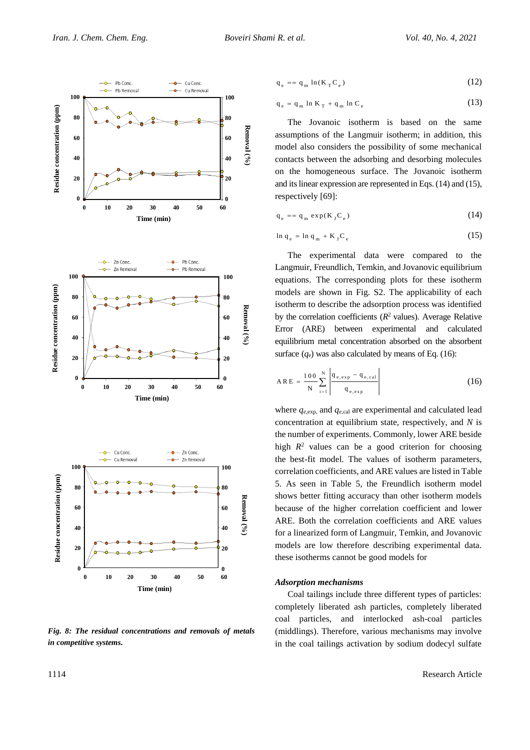$$q_e = q_m \ln(K_T C_e) \tag{12}$$

$$q_e = q_m \ln K_T + q_m \ln C_e \tag{13}$$

The Jovanoic isotherm is based on the same assumptions of the Langmuir isotherm; in addition, this model also considers the possibility of some mechanical contacts between the adsorbing and desorbing molecules on the homogeneous surface. The Jovanoic isotherm and its linear expression are represented in Eqs. (14) and (15), respectively [69]:

$$q_e = q_m \exp(K_J C_e) \tag{14}$$

$$\ln q_e = \ln q_m + K_J C_e \tag{15}$$

The experimental data were compared to the Langmuir, Freundlich, Temkin, and Jovanovic equilibrium equations. The corresponding plots for these isotherm models are shown in Fig. S2. The applicability of each isotherm to describe the adsorption process was identified by the correlation coefficients ($R^2$ values). Average Relative Error (ARE) between experimental and calculated equilibrium metal concentration absorbed on the absorbent surface ($q_e$) was also calculated by means of Eq. (16):

$$ARE = \frac{100}{N} \sum_{i=1}^{N} \left| \frac{q_{e,exp} - q_{e,cal}}{q_{e,exp}} \right| \tag{16}$$

where $q_{e,exp,}$ and $q_{e,cal}$ are experimental and calculated lead concentration at equilibrium state, respectively, and $N$ is the number of experiments. Commonly, lower ARE beside high $R^2$ values can be a good criterion for choosing the best-fit model. The values of isotherm parameters, correlation coefficients, and ARE values are listed in Table 5. As seen in Table 5, the Freundlich isotherm model shows better fitting accuracy than other isotherm models because of the higher correlation coefficient and lower ARE. Both the correlation coefficients and ARE values for a linearized form of Langmuir, Temkin, and Jovanovic models are low therefore describing experimental data. these isotherms cannot be good models for

*Fig. 8: The residual concentrations and removals of metals in competitive systems.*

### *Adsorption mechanisms*

Coal tailings include three different types of particles: completely liberated ash particles, completely liberated coal particles, and interlocked ash-coal particles (middlings). Therefore, various mechanisms may involve in the coal tailings activation by sodium dodecyl sulfate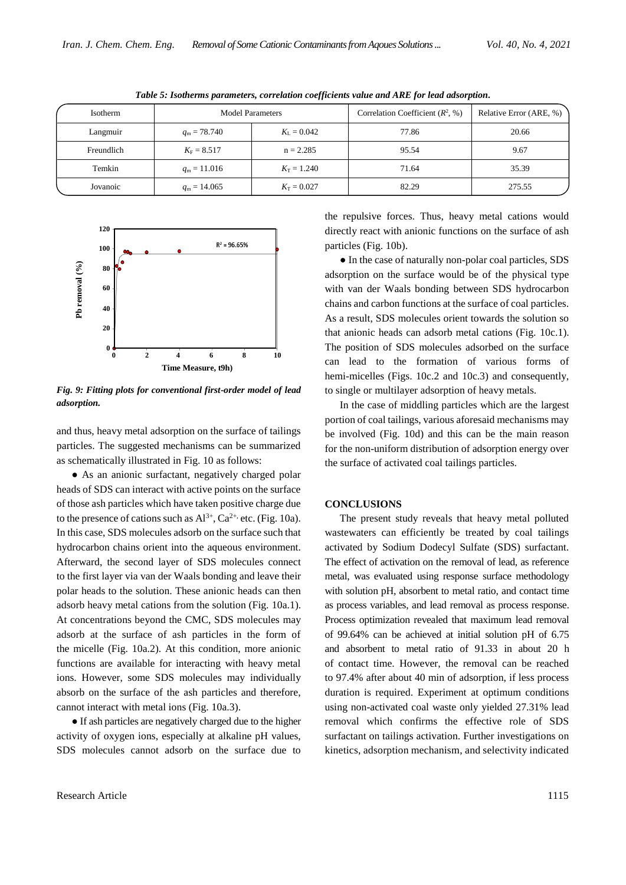*Table 5: Isotherms parameters, correlation coefficients value and ARE for lead adsorption.*

| Isotherm | Model Parameters | | Correlation Coefficient ($R^2$, %) | Relative Error (ARE, %) |
|---|---|---|---|---|
| Langmuir | $q_m = 78.740$ | $K_L = 0.042$ | 77.86 | 20.66 |
| Freundlich | $K_F = 8.517$ | n = 2.285 | 95.54 | 9.67 |
| Temkin | $q_m = 11.016$ | $K_T = 1.240$ | 71.64 | 35.39 |
| Jovanoic | $q_m = 14.065$ | $K_T = 0.027$ | 82.29 | 275.55 |

***Fig. 9: Fitting plots for conventional first-order model of lead adsorption.***

and thus, heavy metal adsorption on the surface of tailings particles. The suggested mechanisms can be summarized as schematically illustrated in Fig. 10 as follows:

- As an anionic surfactant, negatively charged polar heads of SDS can interact with active points on the surface of those ash particles which have taken positive charge due to the presence of cations such as $Al^{3+}$, $Ca^{2+}$, etc. (Fig. 10a). In this case, SDS molecules adsorb on the surface such that hydrocarbon chains orient into the aqueous environment. Afterward, the second layer of SDS molecules connect to the first layer via van der Waals bonding and leave their polar heads to the solution. These anionic heads can then adsorb heavy metal cations from the solution (Fig. 10a.1). At concentrations beyond the CMC, SDS molecules may adsorb at the surface of ash particles in the form of the micelle (Fig. 10a.2). At this condition, more anionic functions are available for interacting with heavy metal ions. However, some SDS molecules may individually absorb on the surface of the ash particles and therefore, cannot interact with metal ions (Fig. 10a.3).

- If ash particles are negatively charged due to the higher activity of oxygen ions, especially at alkaline pH values, SDS molecules cannot adsorb on the surface due to the repulsive forces. Thus, heavy metal cations would directly react with anionic functions on the surface of ash particles (Fig. 10b).

- In the case of naturally non-polar coal particles, SDS adsorption on the surface would be of the physical type with van der Waals bonding between SDS hydrocarbon chains and carbon functions at the surface of coal particles. As a result, SDS molecules orient towards the solution so that anionic heads can adsorb metal cations (Fig. 10c.1). The position of SDS molecules adsorbed on the surface can lead to the formation of various forms of hemi-micelles (Figs. 10c.2 and 10c.3) and consequently, to single or multilayer adsorption of heavy metals.

In the case of middling particles which are the largest portion of coal tailings, various aforesaid mechanisms may be involved (Fig. 10d) and this can be the main reason for the non-uniform distribution of adsorption energy over the surface of activated coal tailings particles.

## CONCLUSIONS

The present study reveals that heavy metal polluted wastewaters can efficiently be treated by coal tailings activated by Sodium Dodecyl Sulfate (SDS) surfactant. The effect of activation on the removal of lead, as reference metal, was evaluated using response surface methodology with solution pH, absorbent to metal ratio, and contact time as process variables, and lead removal as process response. Process optimization revealed that maximum lead removal of 99.64% can be achieved at initial solution pH of 6.75 and absorbent to metal ratio of 91.33 in about 20 h of contact time. However, the removal can be reached to 97.4% after about 40 min of adsorption, if less process duration is required. Experiment at optimum conditions using non-activated coal waste only yielded 27.31% lead removal which confirms the effective role of SDS surfactant on tailings activation. Further investigations on kinetics, adsorption mechanism, and selectivity indicated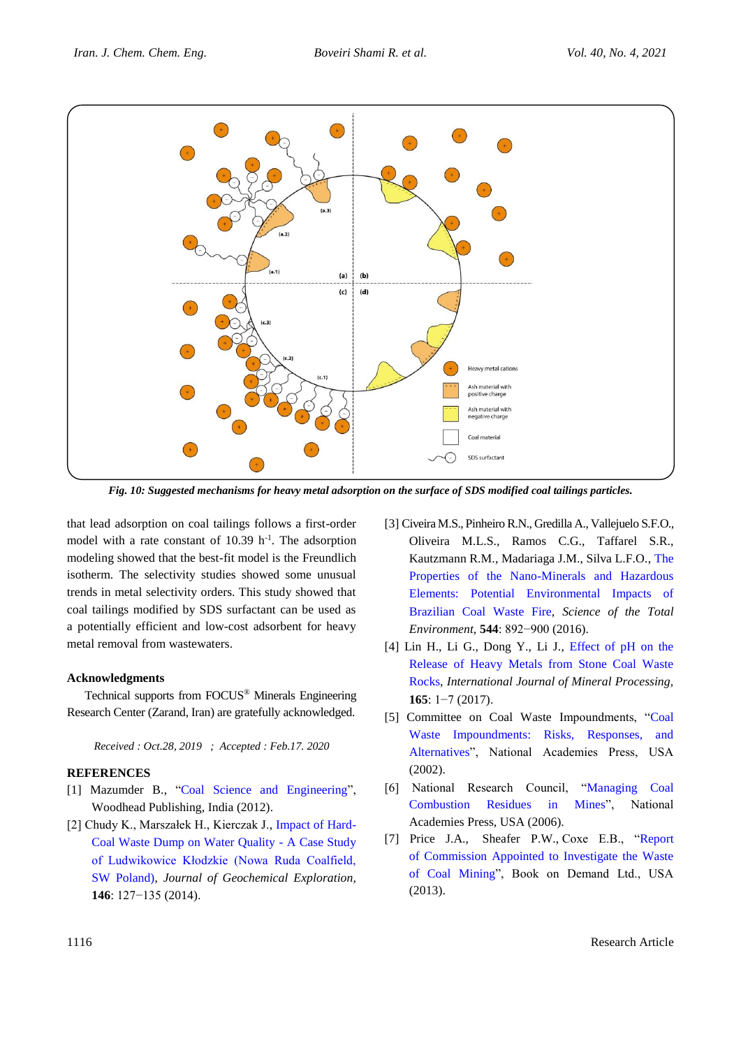*Fig. 10: Suggested mechanisms for heavy metal adsorption on the surface of SDS modified coal tailings particles.*

that lead adsorption on coal tailings follows a first-order model with a rate constant of 10.39 $h^{-1}$. The adsorption modeling showed that the best-fit model is the Freundlich isotherm. The selectivity studies showed some unusual trends in metal selectivity orders. This study showed that coal tailings modified by SDS surfactant can be used as a potentially efficient and low-cost adsorbent for heavy metal removal from wastewaters.

## Acknowledgments

Technical supports from FOCUS® Minerals Engineering Research Center (Zarand, Iran) are gratefully acknowledged.

*Received : Oct.28, 2019 ; Accepted : Feb.17. 2020*

## REFERENCES

[1] Mazumder B., "Coal Science and Engineering", Woodhead Publishing, India (2012).

[2] Chudy K., Marszałek H., Kierczak J., Impact of Hard-Coal Waste Dump on Water Quality - A Case Study of Ludwikowice Kłodzkie (Nowa Ruda Coalfield, SW Poland), *Journal of Geochemical Exploration*, **146**: 127−135 (2014).

[3] Civeira M.S., Pinheiro R.N., Gredilla A., Vallejuelo S.F.O., Oliveira M.L.S., Ramos C.G., Taffarel S.R., Kautzmann R.M., Madariaga J.M., Silva L.F.O., The Properties of the Nano-Minerals and Hazardous Elements: Potential Environmental Impacts of Brazilian Coal Waste Fire, *Science of the Total Environment*, **544**: 892−900 (2016).

[4] Lin H., Li G., Dong Y., Li J., Effect of pH on the Release of Heavy Metals from Stone Coal Waste Rocks, *International Journal of Mineral Processing*, **165**: 1−7 (2017).

[5] Committee on Coal Waste Impoundments, "Coal Waste Impoundments: Risks, Responses, and Alternatives", National Academies Press, USA (2002).

[6] National Research Council, "Managing Coal Combustion Residues in Mines", National Academies Press, USA (2006).

[7] Price J.A., Sheafer P.W., Coxe E.B., "Report of Commission Appointed to Investigate the Waste of Coal Mining", Book on Demand Ltd., USA (2013).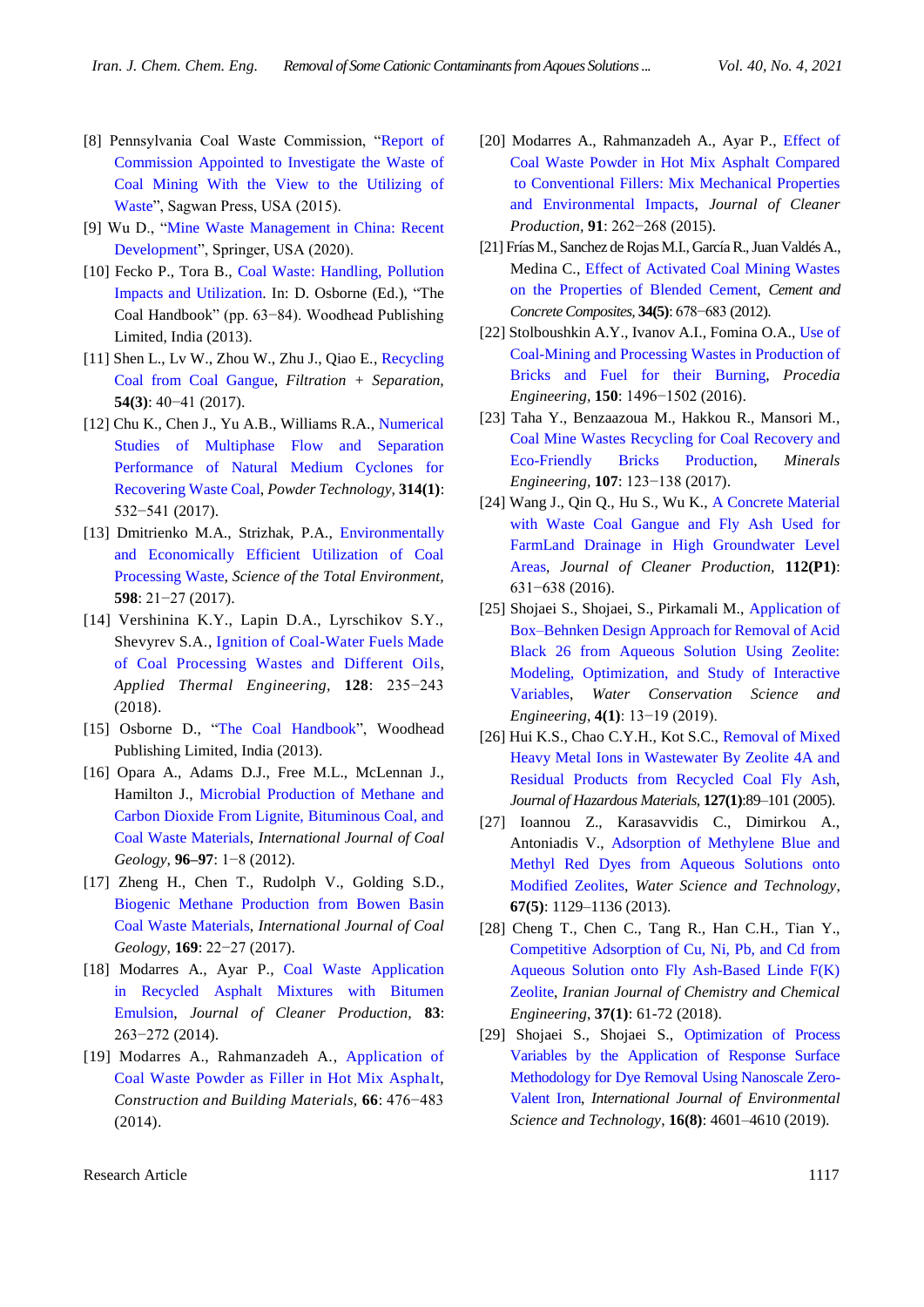[8] Pennsylvania Coal Waste Commission, "Report of Commission Appointed to Investigate the Waste of Coal Mining With the View to the Utilizing of Waste", Sagwan Press, USA (2015).

[9] Wu D., "Mine Waste Management in China: Recent Development", Springer, USA (2020).

[10] Fecko P., Tora B., Coal Waste: Handling, Pollution Impacts and Utilization. In: D. Osborne (Ed.), "The Coal Handbook" (pp. 63−84). Woodhead Publishing Limited, India (2013).

[11] Shen L., Lv W., Zhou W., Zhu J., Qiao E., Recycling Coal from Coal Gangue, *Filtration + Separation*, **54(3)**: 40−41 (2017).

[12] Chu K., Chen J., Yu A.B., Williams R.A., Numerical Studies of Multiphase Flow and Separation Performance of Natural Medium Cyclones for Recovering Waste Coal, *Powder Technology*, **314(1)**: 532−541 (2017).

[13] Dmitrienko M.A., Strizhak, P.A., Environmentally and Economically Efficient Utilization of Coal Processing Waste, *Science of the Total Environment*, **598**: 21−27 (2017).

[14] Vershinina K.Y., Lapin D.A., Lyrschikov S.Y., Shevyrev S.A., Ignition of Coal-Water Fuels Made of Coal Processing Wastes and Different Oils, *Applied Thermal Engineering*, **128**: 235−243 (2018).

[15] Osborne D., "The Coal Handbook", Woodhead Publishing Limited, India (2013).

[16] Opara A., Adams D.J., Free M.L., McLennan J., Hamilton J., Microbial Production of Methane and Carbon Dioxide From Lignite, Bituminous Coal, and Coal Waste Materials, *International Journal of Coal Geology*, **96–97**: 1−8 (2012).

[17] Zheng H., Chen T., Rudolph V., Golding S.D., Biogenic Methane Production from Bowen Basin Coal Waste Materials, *International Journal of Coal Geology*, **169**: 22−27 (2017).

[18] Modarres A., Ayar P., Coal Waste Application in Recycled Asphalt Mixtures with Bitumen Emulsion, *Journal of Cleaner Production*, **83**: 263−272 (2014).

[19] Modarres A., Rahmanzadeh A., Application of Coal Waste Powder as Filler in Hot Mix Asphalt, *Construction and Building Materials*, **66**: 476−483 (2014).

[20] Modarres A., Rahmanzadeh A., Ayar P., Effect of Coal Waste Powder in Hot Mix Asphalt Compared to Conventional Fillers: Mix Mechanical Properties and Environmental Impacts, *Journal of Cleaner Production*, **91**: 262−268 (2015).

[21] Frías M., Sanchez de Rojas M.I., García R., Juan Valdés A., Medina C., Effect of Activated Coal Mining Wastes on the Properties of Blended Cement, *Cement and Concrete Composites*, **34(5)**: 678−683 (2012).

[22] Stolboushkin A.Y., Ivanov A.I., Fomina O.A., Use of Coal-Mining and Processing Wastes in Production of Bricks and Fuel for their Burning, *Procedia Engineering*, **150**: 1496−1502 (2016).

[23] Taha Y., Benzaazoua M., Hakkou R., Mansori M., Coal Mine Wastes Recycling for Coal Recovery and Eco-Friendly Bricks Production, *Minerals Engineering*, **107**: 123−138 (2017).

[24] Wang J., Qin Q., Hu S., Wu K., A Concrete Material with Waste Coal Gangue and Fly Ash Used for FarmLand Drainage in High Groundwater Level Areas, *Journal of Cleaner Production*, **112(P1)**: 631−638 (2016).

[25] Shojaei S., Shojaei, S., Pirkamali M., Application of Box–Behnken Design Approach for Removal of Acid Black 26 from Aqueous Solution Using Zeolite: Modeling, Optimization, and Study of Interactive Variables, *Water Conservation Science and Engineering*, **4(1)**: 13−19 (2019).

[26] Hui K.S., Chao C.Y.H., Kot S.C., Removal of Mixed Heavy Metal Ions in Wastewater By Zeolite 4A and Residual Products from Recycled Coal Fly Ash, *Journal of Hazardous Materials*, **127(1)**:89–101 (2005).

[27] Ioannou Z., Karasavvidis C., Dimirkou A., Antoniadis V., Adsorption of Methylene Blue and Methyl Red Dyes from Aqueous Solutions onto Modified Zeolites, *Water Science and Technology*, **67(5)**: 1129–1136 (2013).

[28] Cheng T., Chen C., Tang R., Han C.H., Tian Y., Competitive Adsorption of Cu, Ni, Pb, and Cd from Aqueous Solution onto Fly Ash-Based Linde F(K) Zeolite, *Iranian Journal of Chemistry and Chemical Engineering*, **37(1)**: 61-72 (2018).

[29] Shojaei S., Shojaei S., Optimization of Process Variables by the Application of Response Surface Methodology for Dye Removal Using Nanoscale Zero-Valent Iron, *International Journal of Environmental Science and Technology*, **16(8)**: 4601–4610 (2019).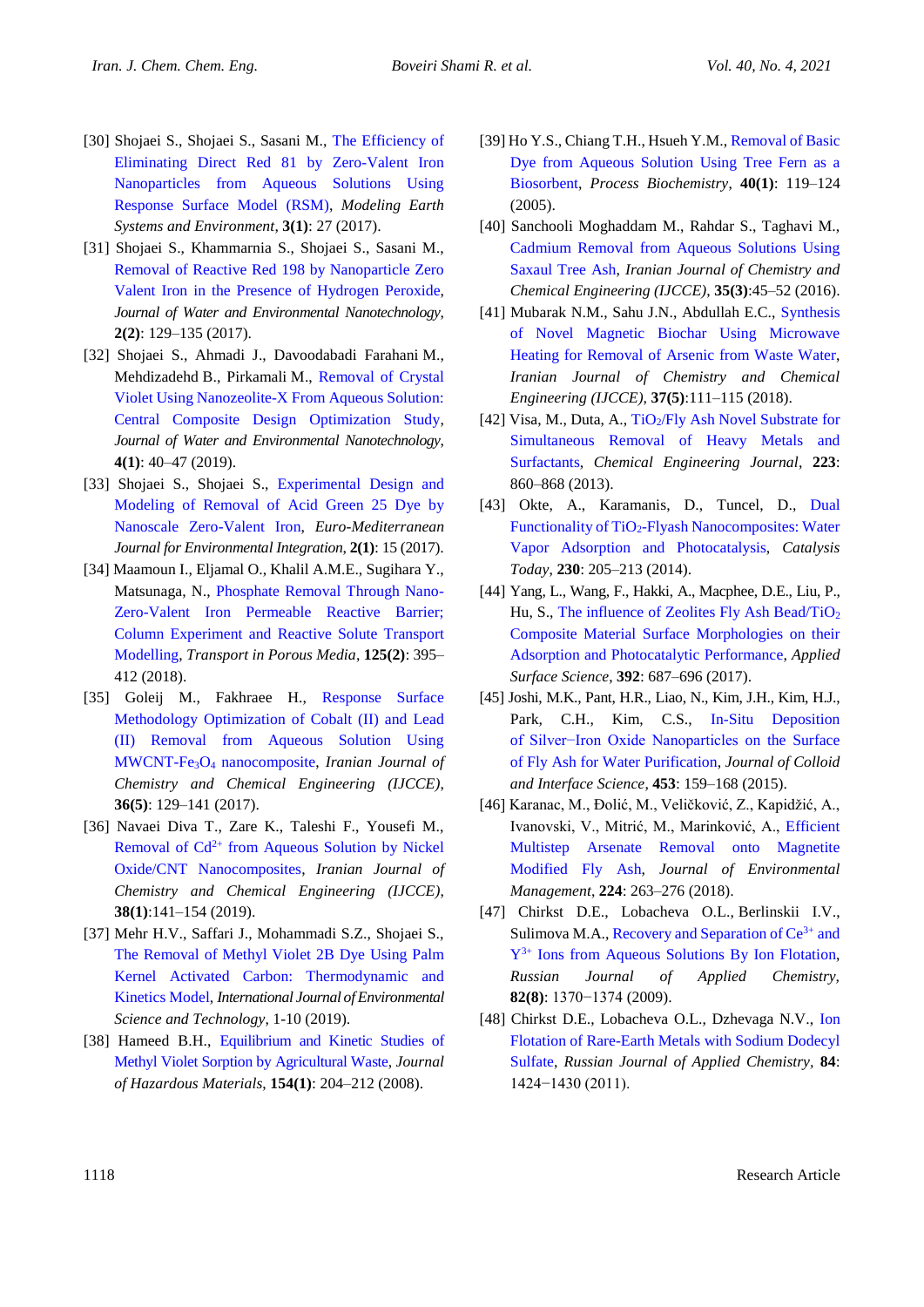[30] Shojaei S., Shojaei S., Sasani M., The Efficiency of Eliminating Direct Red 81 by Zero-Valent Iron Nanoparticles from Aqueous Solutions Using Response Surface Model (RSM), *Modeling Earth Systems and Environment*, **3(1)**: 27 (2017).

[31] Shojaei S., Khammarnia S., Shojaei S., Sasani M., Removal of Reactive Red 198 by Nanoparticle Zero Valent Iron in the Presence of Hydrogen Peroxide, *Journal of Water and Environmental Nanotechnology*, **2(2)**: 129–135 (2017).

[32] Shojaei S., Ahmadi J., Davoodabadi Farahani M., Mehdizadehd B., Pirkamali M., Removal of Crystal Violet Using Nanozeolite-X From Aqueous Solution: Central Composite Design Optimization Study, *Journal of Water and Environmental Nanotechnology*, **4(1)**: 40–47 (2019).

[33] Shojaei S., Shojaei S., Experimental Design and Modeling of Removal of Acid Green 25 Dye by Nanoscale Zero-Valent Iron, *Euro-Mediterranean Journal for Environmental Integration*, **2(1)**: 15 (2017).

[34] Maamoun I., Eljamal O., Khalil A.M.E., Sugihara Y., Matsunaga, N., Phosphate Removal Through Nano-Zero-Valent Iron Permeable Reactive Barrier; Column Experiment and Reactive Solute Transport Modelling, *Transport in Porous Media*, **125(2)**: 395–412 (2018).

[35] Goleij M., Fakhraee H., Response Surface Methodology Optimization of Cobalt (II) and Lead (II) Removal from Aqueous Solution Using MWCNT-$Fe_3O_4$ nanocomposite, *Iranian Journal of Chemistry and Chemical Engineering (IJCCE)*, **36(5)**: 129–141 (2017).

[36] Navaei Diva T., Zare K., Taleshi F., Yousefi M., Removal of $Cd^{2+}$ from Aqueous Solution by Nickel Oxide/CNT Nanocomposites, *Iranian Journal of Chemistry and Chemical Engineering (IJCCE)*, **38(1)**:141–154 (2019).

[37] Mehr H.V., Saffari J., Mohammadi S.Z., Shojaei S., The Removal of Methyl Violet 2B Dye Using Palm Kernel Activated Carbon: Thermodynamic and Kinetics Model, *International Journal of Environmental Science and Technology*, 1-10 (2019).

[38] Hameed B.H., Equilibrium and Kinetic Studies of Methyl Violet Sorption by Agricultural Waste, *Journal of Hazardous Materials*, **154(1)**: 204–212 (2008).

[39] Ho Y.S., Chiang T.H., Hsueh Y.M., Removal of Basic Dye from Aqueous Solution Using Tree Fern as a Biosorbent, *Process Biochemistry*, **40(1)**: 119–124 (2005).

[40] Sanchooli Moghaddam M., Rahdar S., Taghavi M., Cadmium Removal from Aqueous Solutions Using Saxaul Tree Ash, *Iranian Journal of Chemistry and Chemical Engineering (IJCCE)*, **35(3)**:45–52 (2016).

[41] Mubarak N.M., Sahu J.N., Abdullah E.C., Synthesis of Novel Magnetic Biochar Using Microwave Heating for Removal of Arsenic from Waste Water, *Iranian Journal of Chemistry and Chemical Engineering (IJCCE)*, **37(5)**:111–115 (2018).

[42] Visa, M., Duta, A., $TiO_2$/Fly Ash Novel Substrate for Simultaneous Removal of Heavy Metals and Surfactants, *Chemical Engineering Journal*, **223**: 860–868 (2013).

[43] Okte, A., Karamanis, D., Tuncel, D., Dual Functionality of $TiO_2$-Flyash Nanocomposites: Water Vapor Adsorption and Photocatalysis, *Catalysis Today*, **230**: 205–213 (2014).

[44] Yang, L., Wang, F., Hakki, A., Macphee, D.E., Liu, P., Hu, S., The influence of Zeolites Fly Ash Bead/$TiO_2$ Composite Material Surface Morphologies on their Adsorption and Photocatalytic Performance, *Applied Surface Science*, **392**: 687–696 (2017).

[45] Joshi, M.K., Pant, H.R., Liao, N., Kim, J.H., Kim, H.J., Park, C.H., Kim, C.S., In-Situ Deposition of Silver−Iron Oxide Nanoparticles on the Surface of Fly Ash for Water Purification, *Journal of Colloid and Interface Science*, **453**: 159–168 (2015).

[46] Karanac, M., Đolić, M., Veličković, Z., Kapidžić, A., Ivanovski, V., Mitrić, M., Marinković, A., Efficient Multistep Arsenate Removal onto Magnetite Modified Fly Ash, *Journal of Environmental Management*, **224**: 263–276 (2018).

[47] Chirkst D.E., Lobacheva O.L., Berlinskii I.V., Sulimova M.A., Recovery and Separation of $Ce^{3+}$ and $Y^{3+}$ Ions from Aqueous Solutions By Ion Flotation, *Russian Journal of Applied Chemistry*, **82(8)**: 1370−1374 (2009).

[48] Chirkst D.E., Lobacheva O.L., Dzhevaga N.V., Ion Flotation of Rare-Earth Metals with Sodium Dodecyl Sulfate, *Russian Journal of Applied Chemistry*, **84**: 1424−1430 (2011).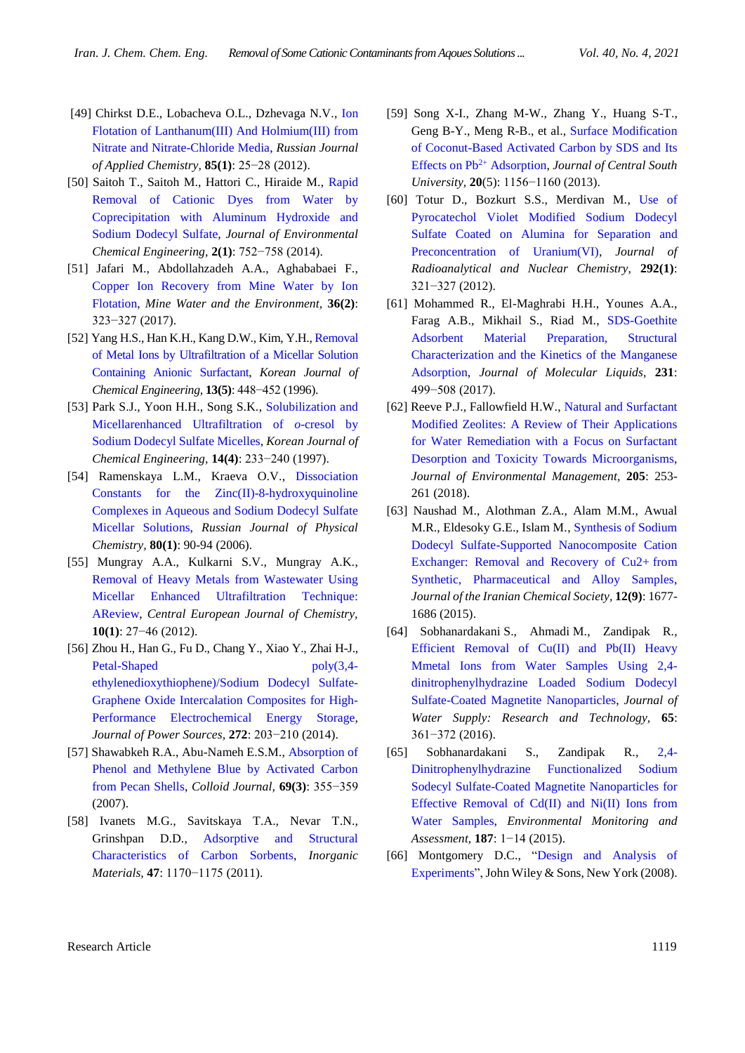[49] Chirkst D.E., Lobacheva O.L., Dzhevaga N.V., Ion Flotation of Lanthanum(III) And Holmium(III) from Nitrate and Nitrate-Chloride Media, *Russian Journal of Applied Chemistry*, **85(1)**: 25−28 (2012).

[50] Saitoh T., Saitoh M., Hattori C., Hiraide M., Rapid Removal of Cationic Dyes from Water by Coprecipitation with Aluminum Hydroxide and Sodium Dodecyl Sulfate, *Journal of Environmental Chemical Engineering*, **2(1)**: 752−758 (2014).

[51] Jafari M., Abdollahzadeh A.A., Aghababaei F., Copper Ion Recovery from Mine Water by Ion Flotation, *Mine Water and the Environment*, **36(2)**: 323−327 (2017).

[52] Yang H.S., Han K.H., Kang D.W., Kim, Y.H., Removal of Metal Ions by Ultrafiltration of a Micellar Solution Containing Anionic Surfactant, *Korean Journal of Chemical Engineering*, **13(5)**: 448−452 (1996).

[53] Park S.J., Yoon H.H., Song S.K., Solubilization and Micellarenhanced Ultrafiltration of *o*-cresol by Sodium Dodecyl Sulfate Micelles, *Korean Journal of Chemical Engineering*, **14(4)**: 233−240 (1997).

[54] Ramenskaya L.M., Kraeva O.V., Dissociation Constants for the Zinc(II)-8-hydroxyquinoline Complexes in Aqueous and Sodium Dodecyl Sulfate Micellar Solutions, *Russian Journal of Physical Chemistry*, **80(1)**: 90-94 (2006).

[55] Mungray A.A., Kulkarni S.V., Mungray A.K., Removal of Heavy Metals from Wastewater Using Micellar Enhanced Ultrafiltration Technique: AReview, *Central European Journal of Chemistry*, **10(1)**: 27−46 (2012).

[56] Zhou H., Han G., Fu D., Chang Y., Xiao Y., Zhai H-J., Petal-Shaped poly(3,4-ethylenedioxythiophene)/Sodium Dodecyl Sulfate-Graphene Oxide Intercalation Composites for High-Performance Electrochemical Energy Storage, *Journal of Power Sources*, **272**: 203−210 (2014).

[57] Shawabkeh R.A., Abu-Nameh E.S.M., Absorption of Phenol and Methylene Blue by Activated Carbon from Pecan Shells, *Colloid Journal*, **69(3)**: 355−359 (2007).

[58] Ivanets M.G., Savitskaya T.A., Nevar T.N., Grinshpan D.D., Adsorptive and Structural Characteristics of Carbon Sorbents, *Inorganic Materials*, **47**: 1170−1175 (2011).

[59] Song X-I., Zhang M-W., Zhang Y., Huang S-T., Geng B-Y., Meng R-B., et al., Surface Modification of Coconut-Based Activated Carbon by SDS and Its Effects on $Pb^{2+}$ Adsorption, *Journal of Central South University*, **20**(5): 1156−1160 (2013).

[60] Totur D., Bozkurt S.S., Merdivan M., Use of Pyrocatechol Violet Modified Sodium Dodecyl Sulfate Coated on Alumina for Separation and Preconcentration of Uranium(VI), *Journal of Radioanalytical and Nuclear Chemistry*, **292(1)**: 321−327 (2012).

[61] Mohammed R., El-Maghrabi H.H., Younes A.A., Farag A.B., Mikhail S., Riad M., SDS-Goethite Adsorbent Material Preparation, Structural Characterization and the Kinetics of the Manganese Adsorption, *Journal of Molecular Liquids*, **231**: 499−508 (2017).

[62] Reeve P.J., Fallowfield H.W., Natural and Surfactant Modified Zeolites: A Review of Their Applications for Water Remediation with a Focus on Surfactant Desorption and Toxicity Towards Microorganisms, *Journal of Environmental Management*, **205**: 253-261 (2018).

[63] Naushad M., Alothman Z.A., Alam M.M., Awual M.R., Eldesoky G.E., Islam M., Synthesis of Sodium Dodecyl Sulfate-Supported Nanocomposite Cation Exchanger: Removal and Recovery of $Cu^{2+}$ from Synthetic, Pharmaceutical and Alloy Samples, *Journal of the Iranian Chemical Society*, **12(9)**: 1677-1686 (2015).

[64] Sobhanardakani S., Ahmadi M., Zandipak R., Efficient Removal of Cu(II) and Pb(II) Heavy Mmetal Ions from Water Samples Using 2,4-dinitrophenylhydrazine Loaded Sodium Dodecyl Sulfate-Coated Magnetite Nanoparticles, *Journal of Water Supply: Research and Technology*, **65**: 361−372 (2016).

[65] Sobhanardakani S., Zandipak R., 2,4-Dinitrophenylhydrazine Functionalized Sodium Sodecyl Sulfate-Coated Magnetite Nanoparticles for Effective Removal of Cd(II) and Ni(II) Ions from Water Samples, *Environmental Monitoring and Assessment*, **187**: 1−14 (2015).

[66] Montgomery D.C., "Design and Analysis of Experiments", John Wiley & Sons, New York (2008).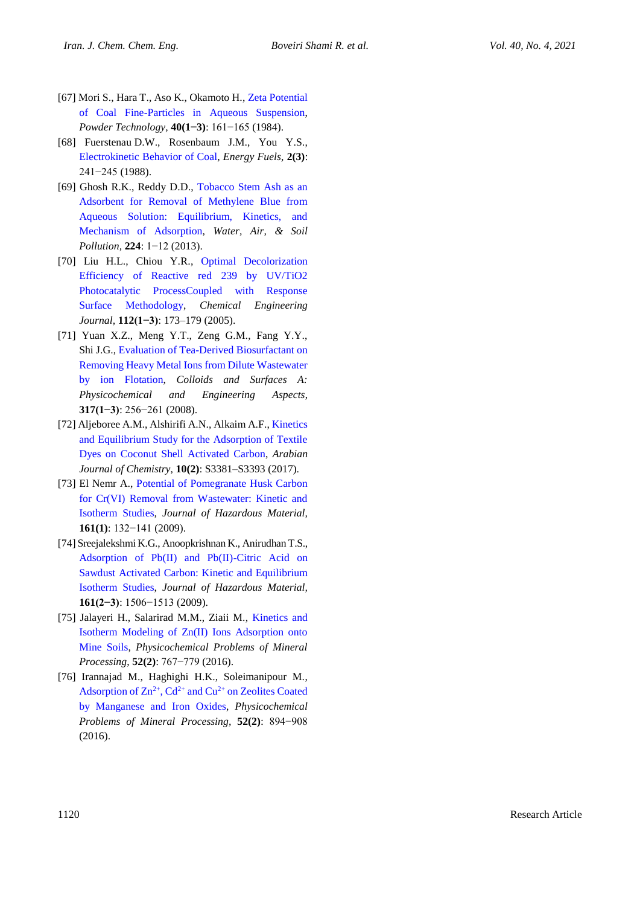[67] Mori S., Hara T., Aso K., Okamoto H., Zeta Potential of Coal Fine-Particles in Aqueous Suspension, *Powder Technology*, **40(1−3)**: 161−165 (1984).

[68] Fuerstenau D.W., Rosenbaum J.M., You Y.S., Electrokinetic Behavior of Coal, *Energy Fuels*, **2(3)**: 241−245 (1988).

[69] Ghosh R.K., Reddy D.D., Tobacco Stem Ash as an Adsorbent for Removal of Methylene Blue from Aqueous Solution: Equilibrium, Kinetics, and Mechanism of Adsorption, *Water, Air, & Soil Pollution*, **224**: 1−12 (2013).

[70] Liu H.L., Chiou Y.R., Optimal Decolorization Efficiency of Reactive red 239 by UV/TiO2 Photocatalytic ProcessCoupled with Response Surface Methodology, *Chemical Engineering Journal*, **112(1−3)**: 173–179 (2005).

[71] Yuan X.Z., Meng Y.T., Zeng G.M., Fang Y.Y., Shi J.G., Evaluation of Tea-Derived Biosurfactant on Removing Heavy Metal Ions from Dilute Wastewater by ion Flotation, *Colloids and Surfaces A: Physicochemical and Engineering Aspects*, **317(1−3)**: 256−261 (2008).

[72] Aljeboree A.M., Alshirifi A.N., Alkaim A.F., Kinetics and Equilibrium Study for the Adsorption of Textile Dyes on Coconut Shell Activated Carbon, *Arabian Journal of Chemistry*, **10(2)**: S3381–S3393 (2017).

[73] El Nemr A., Potential of Pomegranate Husk Carbon for Cr(VI) Removal from Wastewater: Kinetic and Isotherm Studies, *Journal of Hazardous Material*, **161(1)**: 132−141 (2009).

[74] Sreejalekshmi K.G., Anoopkrishnan K., Anirudhan T.S., Adsorption of Pb(II) and Pb(II)-Citric Acid on Sawdust Activated Carbon: Kinetic and Equilibrium Isotherm Studies, *Journal of Hazardous Material*, **161(2−3)**: 1506−1513 (2009).

[75] Jalayeri H., Salarirad M.M., Ziaii M., Kinetics and Isotherm Modeling of Zn(II) Ions Adsorption onto Mine Soils, *Physicochemical Problems of Mineral Processing*, **52(2)**: 767−779 (2016).

[76] Irannajad M., Haghighi H.K., Soleimanipour M., Adsorption of $Zn^{2+}$, $Cd^{2+}$ and $Cu^{2+}$ on Zeolites Coated by Manganese and Iron Oxides, *Physicochemical Problems of Mineral Processing*, **52(2)**: 894−908 (2016).